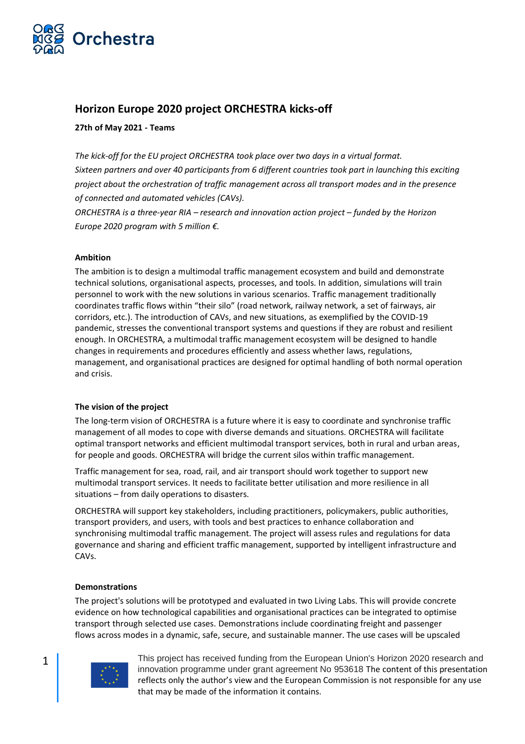# Horizon Europe 2020 project ORCHESTRA kicks-off

**27th of May 2021 - Teams**

*The kick-off for the EU project ORCHESTRA took place over two days in a virtual format. Sixteen partners and over 40 participants from 6 different countries took part in launching this exciting project about the orchestration of traffic management across all transport modes and in the presence of connected and automated vehicles (CAVs).*

*ORCHESTRA is a three-year RIA – research and innovation action project – funded by the Horizon Europe 2020 program with 5 million €.*

## Ambition

The ambition is to design a multimodal traffic management ecosystem and build and demonstrate technical solutions, organisational aspects, processes, and tools. In addition, simulations will train personnel to work with the new solutions in various scenarios. Traffic management traditionally coordinates traffic flows within "their silo" (road network, railway network, a set of fairways, air corridors, etc.). The introduction of CAVs, and new situations, as exemplified by the COVID-19 pandemic, stresses the conventional transport systems and questions if they are robust and resilient enough. In ORCHESTRA, a multimodal traffic management ecosystem will be designed to handle changes in requirements and procedures efficiently and assess whether laws, regulations, management, and organisational practices are designed for optimal handling of both normal operation and crisis.

## The vision of the project

The long-term vision of ORCHESTRA is a future where it is easy to coordinate and synchronise traffic management of all modes to cope with diverse demands and situations. ORCHESTRA will facilitate optimal transport networks and efficient multimodal transport services, both in rural and urban areas, for people and goods. ORCHESTRA will bridge the current silos within traffic management.

Traffic management for sea, road, rail, and air transport should work together to support new multimodal transport services. It needs to facilitate better utilisation and more resilience in all situations – from daily operations to disasters.

ORCHESTRA will support key stakeholders, including practitioners, policymakers, public authorities, transport providers, and users, with tools and best practices to enhance collaboration and synchronising multimodal traffic management. The project will assess rules and regulations for data governance and sharing and efficient traffic management, supported by intelligent infrastructure and CAVs.

## Demonstrations

The project's solutions will be prototyped and evaluated in two Living Labs. This will provide concrete evidence on how technological capabilities and organisational practices can be integrated to optimise transport through selected use cases. Demonstrations include coordinating freight and passenger flows across modes in a dynamic, safe, secure, and sustainable manner. The use cases will be upscaled

This project has received funding from the European Union's Horizon 2020 research and innovation programme under grant agreement No 953618 The content of this presentation reflects only the author's view and the European Commission is not responsible for any use that may be made of the information it contains.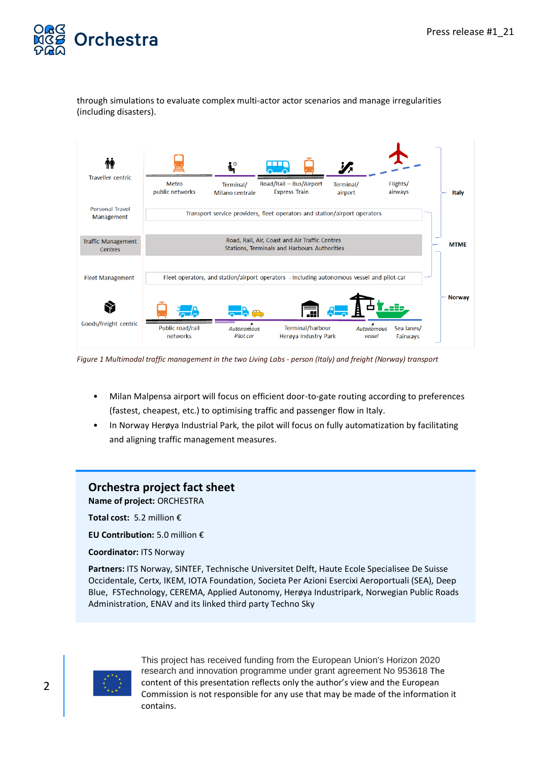through simulations to evaluate complex multi-actor actor scenarios and manage irregularities (including disasters).

*Figure 1 Multimodal traffic management in the two Living Labs - person (Italy) and freight (Norway) transport*

- Milan Malpensa airport will focus on efficient door-to-gate routing according to preferences (fastest, cheapest, etc.) to optimising traffic and passenger flow in Italy.
- In Norway Herøya Industrial Park, the pilot will focus on fully automatization by facilitating and aligning traffic management measures.

## Orchestra project fact sheet

**Name of project:** ORCHESTRA

**Total cost:** 5.2 million €

**EU Contribution:** 5.0 million €

**Coordinator:** ITS Norway

**Partners:** ITS Norway, SINTEF, Technische Universitet Delft, Haute Ecole Specialisee De Suisse Occidentale, Certx, IKEM, IOTA Foundation, Societa Per Azioni Esercixi Aeroportuali (SEA), Deep Blue, FSTechnology, CEREMA, Applied Autonomy, Herøya Industripark, Norwegian Public Roads Administration, ENAV and its linked third party Techno Sky

This project has received funding from the European Union's Horizon 2020 research and innovation programme under grant agreement No 953618 The content of this presentation reflects only the author's view and the European Commission is not responsible for any use that may be made of the information it contains.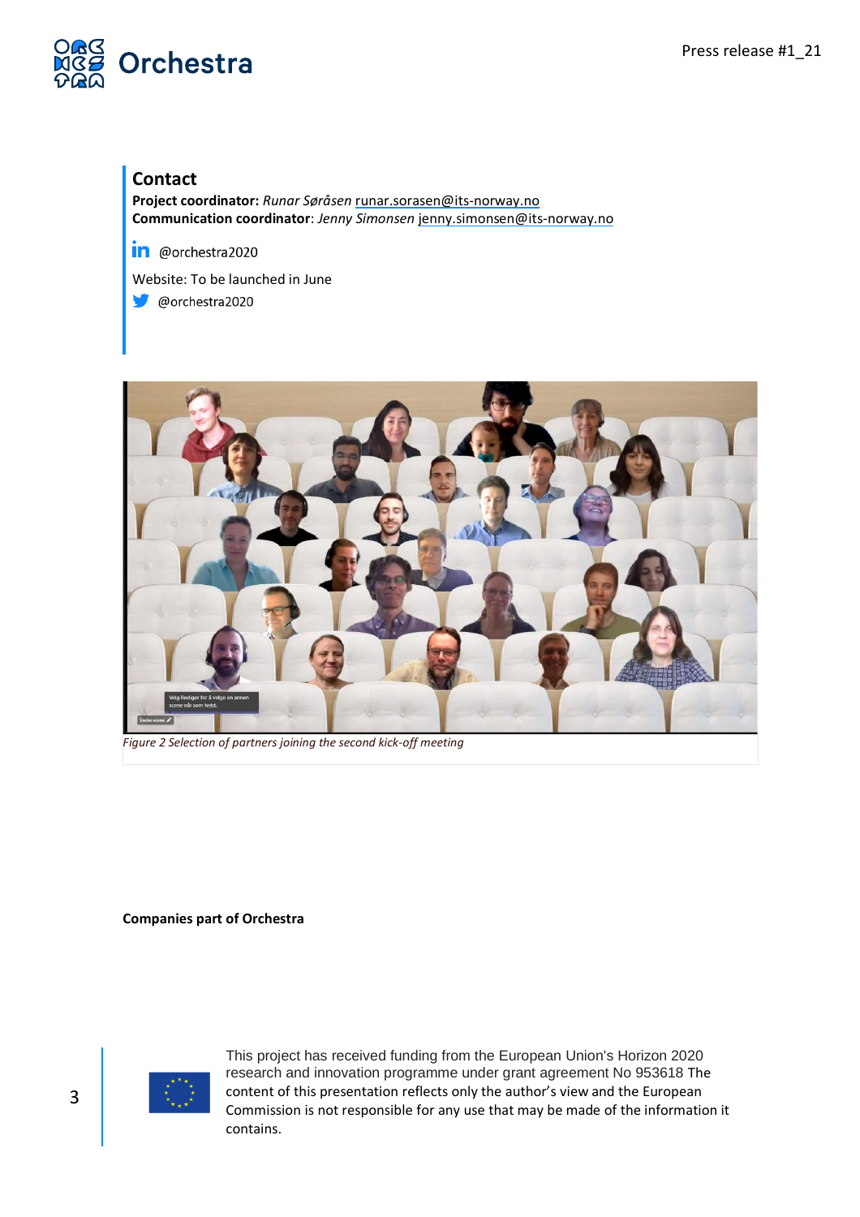## Contact

**Project coordinator:** *Runar Søråsen* runar.sorasen@its-norway.no
**Communication coordinator**: *Jenny Simonsen* jenny.simonsen@its-norway.no

@orchestra2020

Website: To be launched in June

@orchestra2020

*Figure 2 Selection of partners joining the second kick-off meeting*

**Companies part of Orchestra**

This project has received funding from the European Union's Horizon 2020 research and innovation programme under grant agreement No 953618 The content of this presentation reflects only the author's view and the European Commission is not responsible for any use that may be made of the information it contains.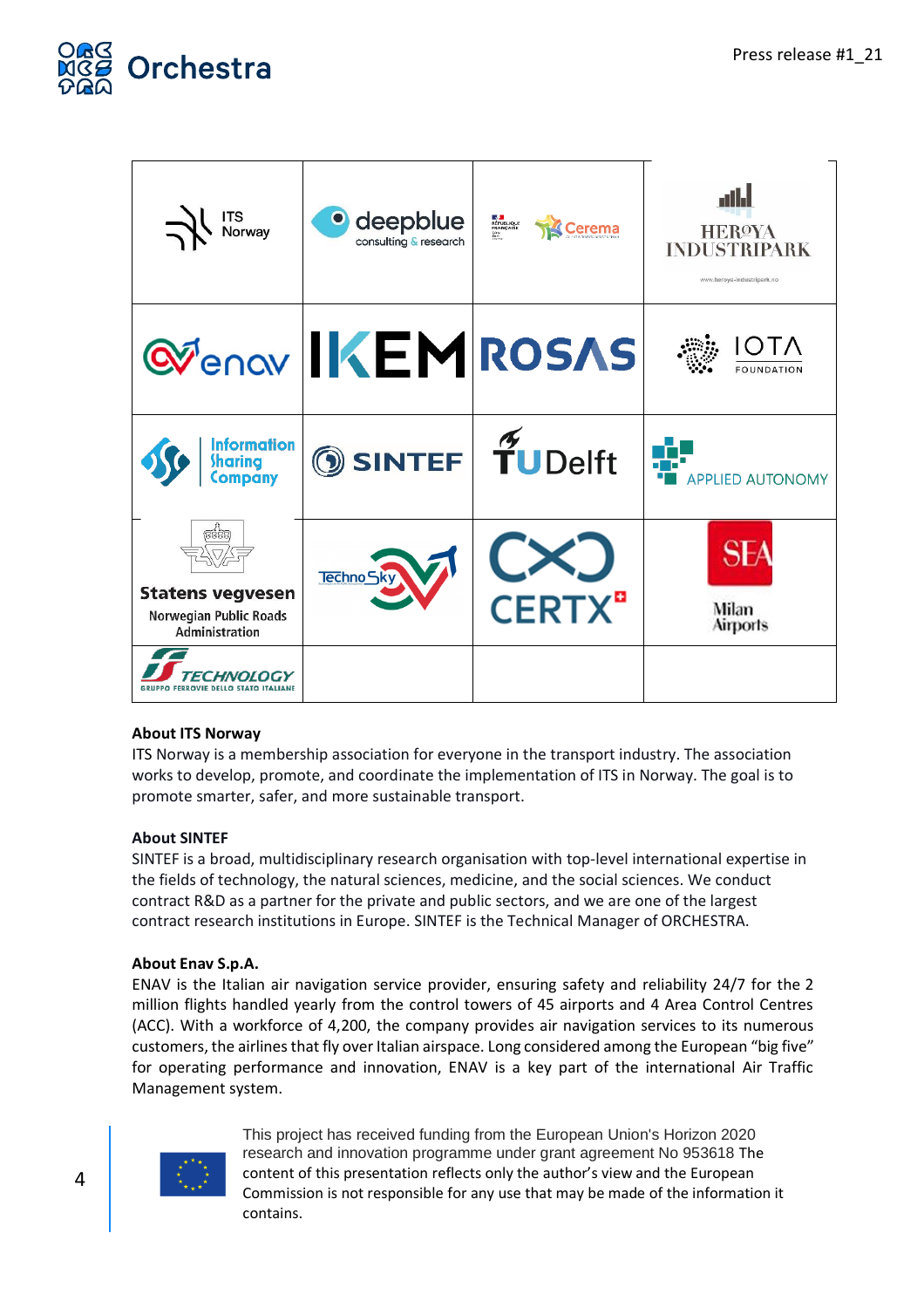| | | | |
|---|---|---|---|
| ITS Norway | deepblue consulting & research | République Française / Cerema | HERØYA INDUSTRIPARK |
| enav | IKEM | ROSAS | IOTA FOUNDATION |
| Information Sharing Company | SINTEF | TU Delft | APPLIED AUTONOMY |
| Statens vegvesen Norwegian Public Roads Administration | Techno Sky | CERTX | SEA Milan Airports |
| FS Technology Gruppo Ferrovie dello Stato Italiane | | | |

**About ITS Norway**

ITS Norway is a membership association for everyone in the transport industry. The association works to develop, promote, and coordinate the implementation of ITS in Norway. The goal is to promote smarter, safer, and more sustainable transport.

**About SINTEF**

SINTEF is a broad, multidisciplinary research organisation with top-level international expertise in the fields of technology, the natural sciences, medicine, and the social sciences. We conduct contract R&D as a partner for the private and public sectors, and we are one of the largest contract research institutions in Europe. SINTEF is the Technical Manager of ORCHESTRA.

**About Enav S.p.A.**

ENAV is the Italian air navigation service provider, ensuring safety and reliability 24/7 for the 2 million flights handled yearly from the control towers of 45 airports and 4 Area Control Centres (ACC). With a workforce of 4,200, the company provides air navigation services to its numerous customers, the airlines that fly over Italian airspace. Long considered among the European "big five" for operating performance and innovation, ENAV is a key part of the international Air Traffic Management system.

This project has received funding from the European Union's Horizon 2020 research and innovation programme under grant agreement No 953618 The content of this presentation reflects only the author's view and the European Commission is not responsible for any use that may be made of the information it contains.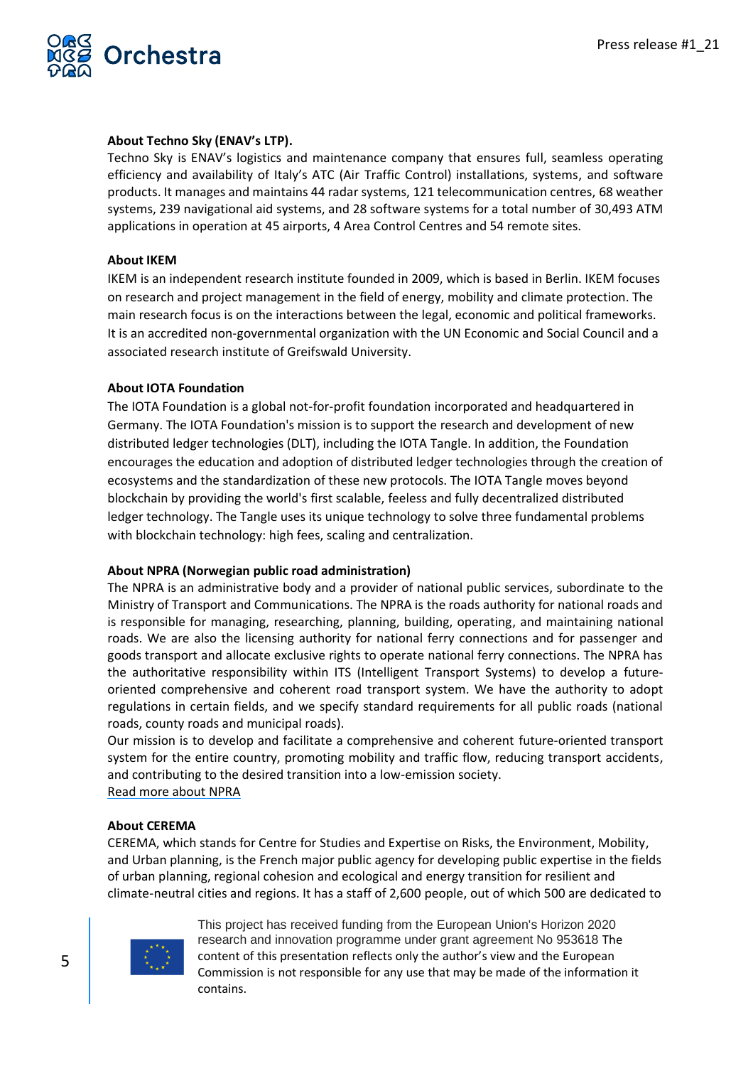**About Techno Sky (ENAV's LTP).**

Techno Sky is ENAV's logistics and maintenance company that ensures full, seamless operating efficiency and availability of Italy's ATC (Air Traffic Control) installations, systems, and software products. It manages and maintains 44 radar systems, 121 telecommunication centres, 68 weather systems, 239 navigational aid systems, and 28 software systems for a total number of 30,493 ATM applications in operation at 45 airports, 4 Area Control Centres and 54 remote sites.

**About IKEM**

IKEM is an independent research institute founded in 2009, which is based in Berlin. IKEM focuses on research and project management in the field of energy, mobility and climate protection. The main research focus is on the interactions between the legal, economic and political frameworks. It is an accredited non-governmental organization with the UN Economic and Social Council and a associated research institute of Greifswald University.

**About IOTA Foundation**

The IOTA Foundation is a global not-for-profit foundation incorporated and headquartered in Germany. The IOTA Foundation's mission is to support the research and development of new distributed ledger technologies (DLT), including the IOTA Tangle. In addition, the Foundation encourages the education and adoption of distributed ledger technologies through the creation of ecosystems and the standardization of these new protocols. The IOTA Tangle moves beyond blockchain by providing the world's first scalable, feeless and fully decentralized distributed ledger technology. The Tangle uses its unique technology to solve three fundamental problems with blockchain technology: high fees, scaling and centralization.

**About NPRA (Norwegian public road administration)**

The NPRA is an administrative body and a provider of national public services, subordinate to the Ministry of Transport and Communications. The NPRA is the roads authority for national roads and is responsible for managing, researching, planning, building, operating, and maintaining national roads. We are also the licensing authority for national ferry connections and for passenger and goods transport and allocate exclusive rights to operate national ferry connections. The NPRA has the authoritative responsibility within ITS (Intelligent Transport Systems) to develop a future-oriented comprehensive and coherent road transport system. We have the authority to adopt regulations in certain fields, and we specify standard requirements for all public roads (national roads, county roads and municipal roads).

Our mission is to develop and facilitate a comprehensive and coherent future-oriented transport system for the entire country, promoting mobility and traffic flow, reducing transport accidents, and contributing to the desired transition into a low-emission society.

Read more about NPRA

**About CEREMA**

CEREMA, which stands for Centre for Studies and Expertise on Risks, the Environment, Mobility, and Urban planning, is the French major public agency for developing public expertise in the fields of urban planning, regional cohesion and ecological and energy transition for resilient and climate-neutral cities and regions. It has a staff of 2,600 people, out of which 500 are dedicated to

This project has received funding from the European Union's Horizon 2020 research and innovation programme under grant agreement No 953618 The content of this presentation reflects only the author's view and the European Commission is not responsible for any use that may be made of the information it contains.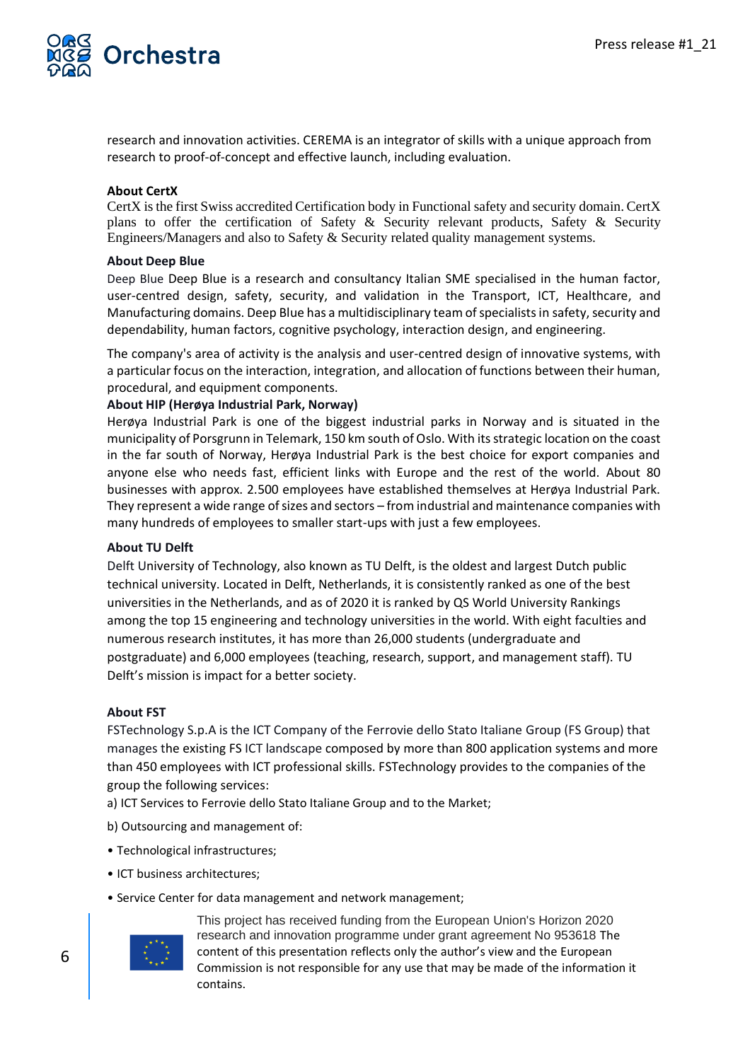research and innovation activities. CEREMA is an integrator of skills with a unique approach from research to proof-of-concept and effective launch, including evaluation.

**About CertX**

CertX is the first Swiss accredited Certification body in Functional safety and security domain. CertX plans to offer the certification of Safety & Security relevant products, Safety & Security Engineers/Managers and also to Safety & Security related quality management systems.

**About Deep Blue**

Deep Blue Deep Blue is a research and consultancy Italian SME specialised in the human factor, user-centred design, safety, security, and validation in the Transport, ICT, Healthcare, and Manufacturing domains. Deep Blue has a multidisciplinary team of specialists in safety, security and dependability, human factors, cognitive psychology, interaction design, and engineering.

The company's area of activity is the analysis and user-centred design of innovative systems, with a particular focus on the interaction, integration, and allocation of functions between their human, procedural, and equipment components.

**About HIP (Herøya Industrial Park, Norway)**

Herøya Industrial Park is one of the biggest industrial parks in Norway and is situated in the municipality of Porsgrunn in Telemark, 150 km south of Oslo. With its strategic location on the coast in the far south of Norway, Herøya Industrial Park is the best choice for export companies and anyone else who needs fast, efficient links with Europe and the rest of the world. About 80 businesses with approx. 2.500 employees have established themselves at Herøya Industrial Park. They represent a wide range of sizes and sectors – from industrial and maintenance companies with many hundreds of employees to smaller start-ups with just a few employees.

**About TU Delft**

Delft University of Technology, also known as TU Delft, is the oldest and largest Dutch public technical university. Located in Delft, Netherlands, it is consistently ranked as one of the best universities in the Netherlands, and as of 2020 it is ranked by QS World University Rankings among the top 15 engineering and technology universities in the world. With eight faculties and numerous research institutes, it has more than 26,000 students (undergraduate and postgraduate) and 6,000 employees (teaching, research, support, and management staff). TU Delft's mission is impact for a better society.

**About FST**

FSTechnology S.p.A is the ICT Company of the Ferrovie dello Stato Italiane Group (FS Group) that manages the existing FS ICT landscape composed by more than 800 application systems and more than 450 employees with ICT professional skills. FSTechnology provides to the companies of the group the following services:

a) ICT Services to Ferrovie dello Stato Italiane Group and to the Market;

b) Outsourcing and management of:

- Technological infrastructures;
- ICT business architectures;
- Service Center for data management and network management;

This project has received funding from the European Union's Horizon 2020 research and innovation programme under grant agreement No 953618 The content of this presentation reflects only the author's view and the European Commission is not responsible for any use that may be made of the information it contains.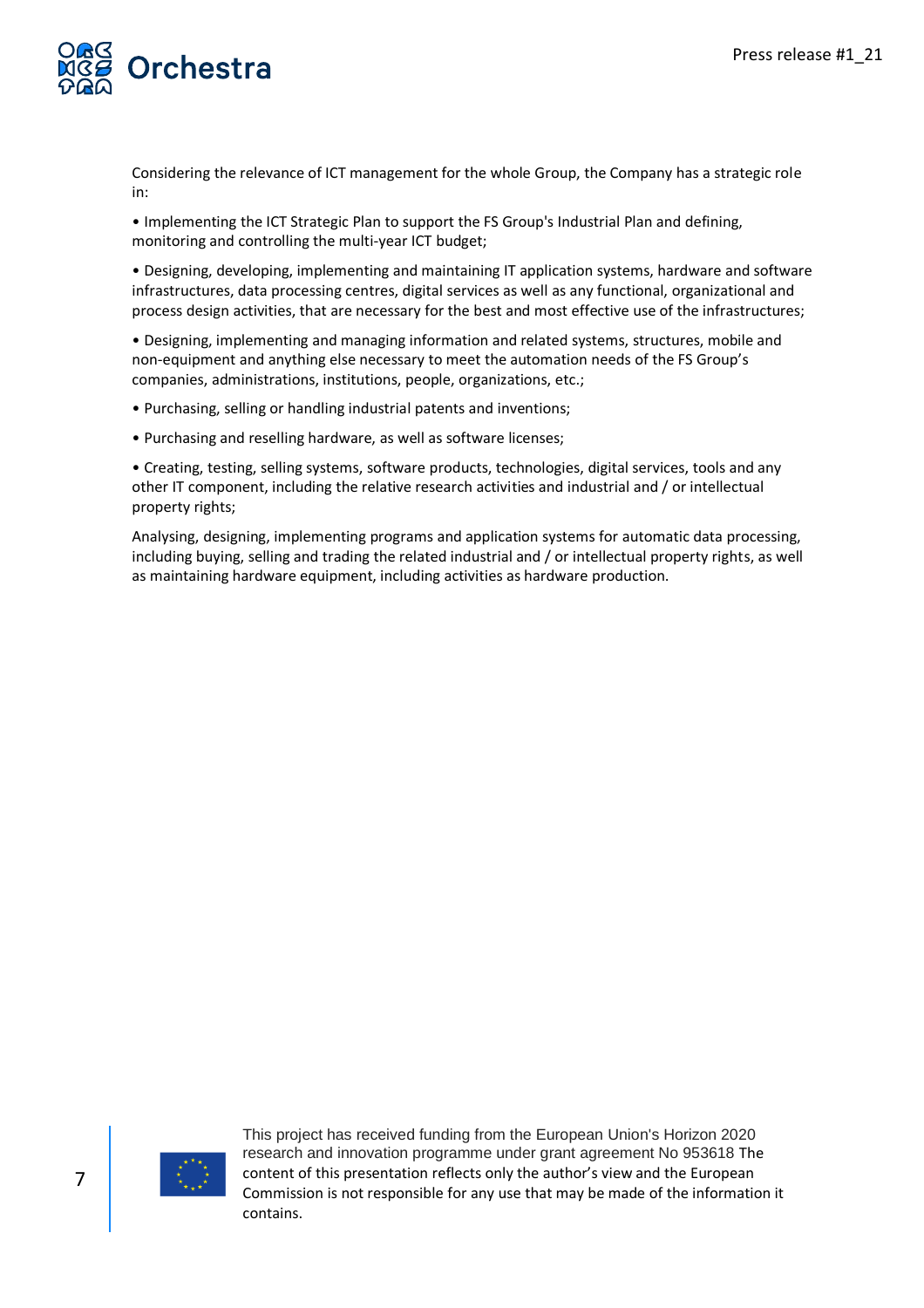Considering the relevance of ICT management for the whole Group, the Company has a strategic role in:

• Implementing the ICT Strategic Plan to support the FS Group's Industrial Plan and defining, monitoring and controlling the multi-year ICT budget;

• Designing, developing, implementing and maintaining IT application systems, hardware and software infrastructures, data processing centres, digital services as well as any functional, organizational and process design activities, that are necessary for the best and most effective use of the infrastructures;

• Designing, implementing and managing information and related systems, structures, mobile and non-equipment and anything else necessary to meet the automation needs of the FS Group's companies, administrations, institutions, people, organizations, etc.;

• Purchasing, selling or handling industrial patents and inventions;

• Purchasing and reselling hardware, as well as software licenses;

• Creating, testing, selling systems, software products, technologies, digital services, tools and any other IT component, including the relative research activities and industrial and / or intellectual property rights;

Analysing, designing, implementing programs and application systems for automatic data processing, including buying, selling and trading the related industrial and / or intellectual property rights, as well as maintaining hardware equipment, including activities as hardware production.

This project has received funding from the European Union's Horizon 2020 research and innovation programme under grant agreement No 953618 The content of this presentation reflects only the author's view and the European Commission is not responsible for any use that may be made of the information it contains.